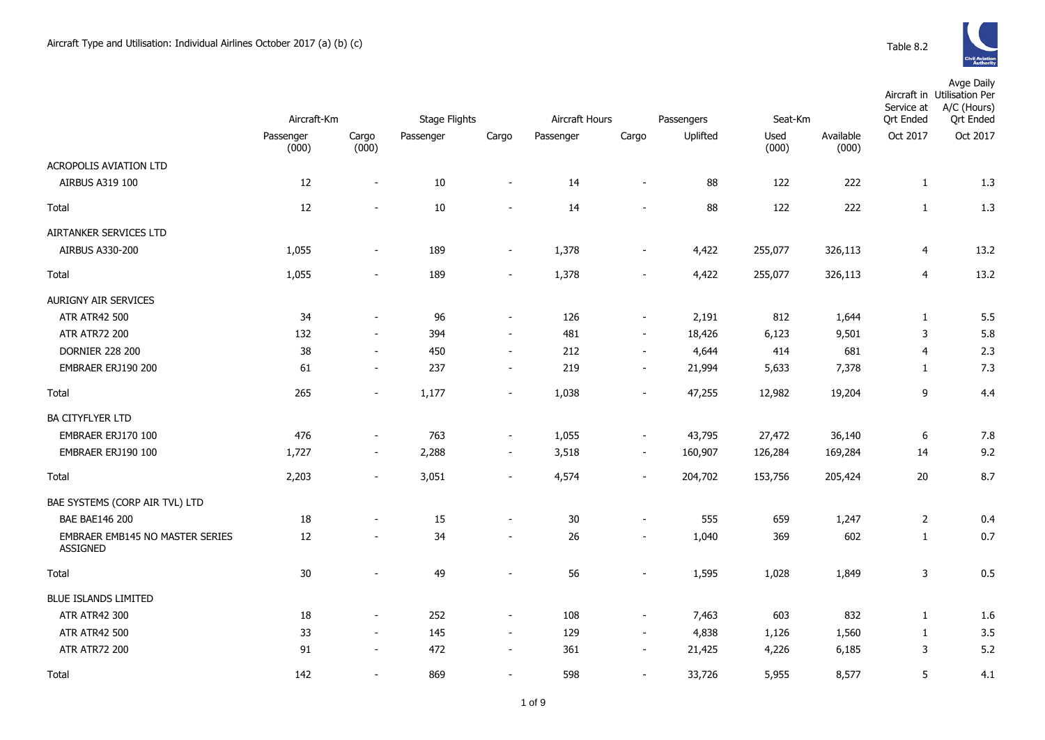Aircraft Type and Utilisation: Individual Airlines October 2017 (a) (b) (c)

Table 8.2

| | Aircraft-Km | | Stage Flights | | Aircraft Hours | | Passengers | Seat-Km | | Aircraft in Service at Qrt Ended | Avge Daily Utilisation Per A/C (Hours) Qrt Ended |
|---|---|---|---|---|---|---|---|---|---|---|---|
| | Passenger (000) | Cargo (000) | Passenger | Cargo | Passenger | Cargo | Uplifted | Used (000) | Available (000) | Oct 2017 | Oct 2017 |
| ACROPOLIS AVIATION LTD | | | | | | | | | | | |
| AIRBUS A319 100 | 12 | - | 10 | - | 14 | - | 88 | 122 | 222 | 1 | 1.3 |
| Total | 12 | - | 10 | - | 14 | - | 88 | 122 | 222 | 1 | 1.3 |
| AIRTANKER SERVICES LTD | | | | | | | | | | | |
| AIRBUS A330-200 | 1,055 | - | 189 | - | 1,378 | - | 4,422 | 255,077 | 326,113 | 4 | 13.2 |
| Total | 1,055 | - | 189 | - | 1,378 | - | 4,422 | 255,077 | 326,113 | 4 | 13.2 |
| AURIGNY AIR SERVICES | | | | | | | | | | | |
| ATR ATR42 500 | 34 | - | 96 | - | 126 | - | 2,191 | 812 | 1,644 | 1 | 5.5 |
| ATR ATR72 200 | 132 | - | 394 | - | 481 | - | 18,426 | 6,123 | 9,501 | 3 | 5.8 |
| DORNIER 228 200 | 38 | - | 450 | - | 212 | - | 4,644 | 414 | 681 | 4 | 2.3 |
| EMBRAER ERJ190 200 | 61 | - | 237 | - | 219 | - | 21,994 | 5,633 | 7,378 | 1 | 7.3 |
| Total | 265 | - | 1,177 | - | 1,038 | - | 47,255 | 12,982 | 19,204 | 9 | 4.4 |
| BA CITYFLYER LTD | | | | | | | | | | | |
| EMBRAER ERJ170 100 | 476 | - | 763 | - | 1,055 | - | 43,795 | 27,472 | 36,140 | 6 | 7.8 |
| EMBRAER ERJ190 100 | 1,727 | - | 2,288 | - | 3,518 | - | 160,907 | 126,284 | 169,284 | 14 | 9.2 |
| Total | 2,203 | - | 3,051 | - | 4,574 | - | 204,702 | 153,756 | 205,424 | 20 | 8.7 |
| BAE SYSTEMS (CORP AIR TVL) LTD | | | | | | | | | | | |
| BAE BAE146 200 | 18 | - | 15 | - | 30 | - | 555 | 659 | 1,247 | 2 | 0.4 |
| EMBRAER EMB145 NO MASTER SERIES ASSIGNED | 12 | - | 34 | - | 26 | - | 1,040 | 369 | 602 | 1 | 0.7 |
| Total | 30 | - | 49 | - | 56 | - | 1,595 | 1,028 | 1,849 | 3 | 0.5 |
| BLUE ISLANDS LIMITED | | | | | | | | | | | |
| ATR ATR42 300 | 18 | - | 252 | - | 108 | - | 7,463 | 603 | 832 | 1 | 1.6 |
| ATR ATR42 500 | 33 | - | 145 | - | 129 | - | 4,838 | 1,126 | 1,560 | 1 | 3.5 |
| ATR ATR72 200 | 91 | - | 472 | - | 361 | - | 21,425 | 4,226 | 6,185 | 3 | 5.2 |
| Total | 142 | - | 869 | - | 598 | - | 33,726 | 5,955 | 8,577 | 5 | 4.1 |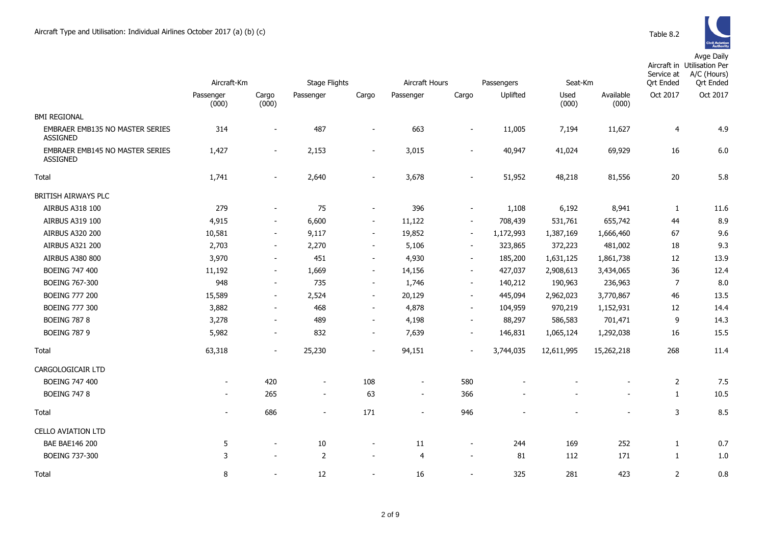Aircraft Type and Utilisation: Individual Airlines October 2017 (a) (b) (c)

Table 8.2

| | Aircraft-Km | | Stage Flights | | Aircraft Hours | | Passengers | Seat-Km | | Aircraft in Service at Qrt Ended | Avge Daily Utilisation Per A/C (Hours) Qrt Ended |
|---|---|---|---|---|---|---|---|---|---|---|---|
| | Passenger (000) | Cargo (000) | Passenger | Cargo | Passenger | Cargo | Uplifted | Used (000) | Available (000) | Oct 2017 | Oct 2017 |
| BMI REGIONAL | | | | | | | | | | | |
| EMBRAER EMB135 NO MASTER SERIES ASSIGNED | 314 | - | 487 | - | 663 | - | 11,005 | 7,194 | 11,627 | 4 | 4.9 |
| EMBRAER EMB145 NO MASTER SERIES ASSIGNED | 1,427 | - | 2,153 | - | 3,015 | - | 40,947 | 41,024 | 69,929 | 16 | 6.0 |
| Total | 1,741 | - | 2,640 | - | 3,678 | - | 51,952 | 48,218 | 81,556 | 20 | 5.8 |
| BRITISH AIRWAYS PLC | | | | | | | | | | | |
| AIRBUS A318 100 | 279 | - | 75 | - | 396 | - | 1,108 | 6,192 | 8,941 | 1 | 11.6 |
| AIRBUS A319 100 | 4,915 | - | 6,600 | - | 11,122 | - | 708,439 | 531,761 | 655,742 | 44 | 8.9 |
| AIRBUS A320 200 | 10,581 | - | 9,117 | - | 19,852 | - | 1,172,993 | 1,387,169 | 1,666,460 | 67 | 9.6 |
| AIRBUS A321 200 | 2,703 | - | 2,270 | - | 5,106 | - | 323,865 | 372,223 | 481,002 | 18 | 9.3 |
| AIRBUS A380 800 | 3,970 | - | 451 | - | 4,930 | - | 185,200 | 1,631,125 | 1,861,738 | 12 | 13.9 |
| BOEING 747 400 | 11,192 | - | 1,669 | - | 14,156 | - | 427,037 | 2,908,613 | 3,434,065 | 36 | 12.4 |
| BOEING 767-300 | 948 | - | 735 | - | 1,746 | - | 140,212 | 190,963 | 236,963 | 7 | 8.0 |
| BOEING 777 200 | 15,589 | - | 2,524 | - | 20,129 | - | 445,094 | 2,962,023 | 3,770,867 | 46 | 13.5 |
| BOEING 777 300 | 3,882 | - | 468 | - | 4,878 | - | 104,959 | 970,219 | 1,152,931 | 12 | 14.4 |
| BOEING 787 8 | 3,278 | - | 489 | - | 4,198 | - | 88,297 | 586,583 | 701,471 | 9 | 14.3 |
| BOEING 787 9 | 5,982 | - | 832 | - | 7,639 | - | 146,831 | 1,065,124 | 1,292,038 | 16 | 15.5 |
| Total | 63,318 | - | 25,230 | - | 94,151 | - | 3,744,035 | 12,611,995 | 15,262,218 | 268 | 11.4 |
| CARGOLOGICAIR LTD | | | | | | | | | | | |
| BOEING 747 400 | - | 420 | - | 108 | - | 580 | - | - | - | 2 | 7.5 |
| BOEING 747 8 | - | 265 | - | 63 | - | 366 | - | - | - | 1 | 10.5 |
| Total | - | 686 | - | 171 | - | 946 | - | - | - | 3 | 8.5 |
| CELLO AVIATION LTD | | | | | | | | | | | |
| BAE BAE146 200 | 5 | - | 10 | - | 11 | - | 244 | 169 | 252 | 1 | 0.7 |
| BOEING 737-300 | 3 | - | 2 | - | 4 | - | 81 | 112 | 171 | 1 | 1.0 |
| Total | 8 | - | 12 | - | 16 | - | 325 | 281 | 423 | 2 | 0.8 |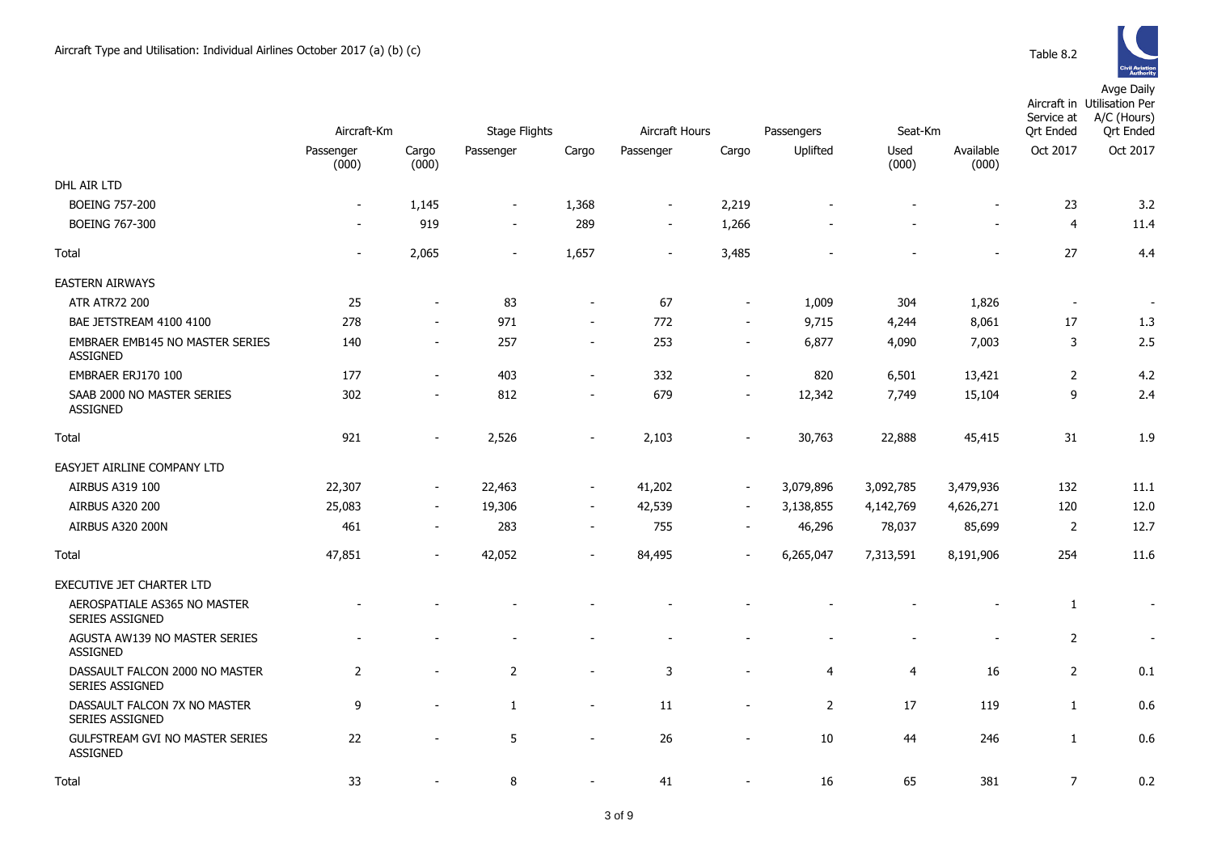Aircraft Type and Utilisation: Individual Airlines October 2017 (a) (b) (c)

Table 8.2

| | Aircraft-Km | | Stage Flights | | Aircraft Hours | | Passengers | Seat-Km | | Aircraft in Service at Qrt Ended | Avge Daily Utilisation Per A/C (Hours) Qrt Ended |
|---|---|---|---|---|---|---|---|---|---|---|---|
| | Passenger (000) | Cargo (000) | Passenger | Cargo | Passenger | Cargo | Uplifted | Used (000) | Available (000) | Oct 2017 | Oct 2017 |
| DHL AIR LTD | | | | | | | | | | | |
| BOEING 757-200 | - | 1,145 | - | 1,368 | - | 2,219 | - | - | - | 23 | 3.2 |
| BOEING 767-300 | - | 919 | - | 289 | - | 1,266 | - | - | - | 4 | 11.4 |
| Total | - | 2,065 | - | 1,657 | - | 3,485 | - | - | - | 27 | 4.4 |
| EASTERN AIRWAYS | | | | | | | | | | | |
| ATR ATR72 200 | 25 | - | 83 | - | 67 | - | 1,009 | 304 | 1,826 | - | - |
| BAE JETSTREAM 4100 4100 | 278 | - | 971 | - | 772 | - | 9,715 | 4,244 | 8,061 | 17 | 1.3 |
| EMBRAER EMB145 NO MASTER SERIES ASSIGNED | 140 | - | 257 | - | 253 | - | 6,877 | 4,090 | 7,003 | 3 | 2.5 |
| EMBRAER ERJ170 100 | 177 | - | 403 | - | 332 | - | 820 | 6,501 | 13,421 | 2 | 4.2 |
| SAAB 2000 NO MASTER SERIES ASSIGNED | 302 | - | 812 | - | 679 | - | 12,342 | 7,749 | 15,104 | 9 | 2.4 |
| Total | 921 | - | 2,526 | - | 2,103 | - | 30,763 | 22,888 | 45,415 | 31 | 1.9 |
| EASYJET AIRLINE COMPANY LTD | | | | | | | | | | | |
| AIRBUS A319 100 | 22,307 | - | 22,463 | - | 41,202 | - | 3,079,896 | 3,092,785 | 3,479,936 | 132 | 11.1 |
| AIRBUS A320 200 | 25,083 | - | 19,306 | - | 42,539 | - | 3,138,855 | 4,142,769 | 4,626,271 | 120 | 12.0 |
| AIRBUS A320 200N | 461 | - | 283 | - | 755 | - | 46,296 | 78,037 | 85,699 | 2 | 12.7 |
| Total | 47,851 | - | 42,052 | - | 84,495 | - | 6,265,047 | 7,313,591 | 8,191,906 | 254 | 11.6 |
| EXECUTIVE JET CHARTER LTD | | | | | | | | | | | |
| AEROSPATIALE AS365 NO MASTER SERIES ASSIGNED | - | - | - | - | - | - | - | - | - | 1 | - |
| AGUSTA AW139 NO MASTER SERIES ASSIGNED | - | - | - | - | - | - | - | - | - | 2 | - |
| DASSAULT FALCON 2000 NO MASTER SERIES ASSIGNED | 2 | - | 2 | - | 3 | - | 4 | 4 | 16 | 2 | 0.1 |
| DASSAULT FALCON 7X NO MASTER SERIES ASSIGNED | 9 | - | 1 | - | 11 | - | 2 | 17 | 119 | 1 | 0.6 |
| GULFSTREAM GVI NO MASTER SERIES ASSIGNED | 22 | - | 5 | - | 26 | - | 10 | 44 | 246 | 1 | 0.6 |
| Total | 33 | - | 8 | - | 41 | - | 16 | 65 | 381 | 7 | 0.2 |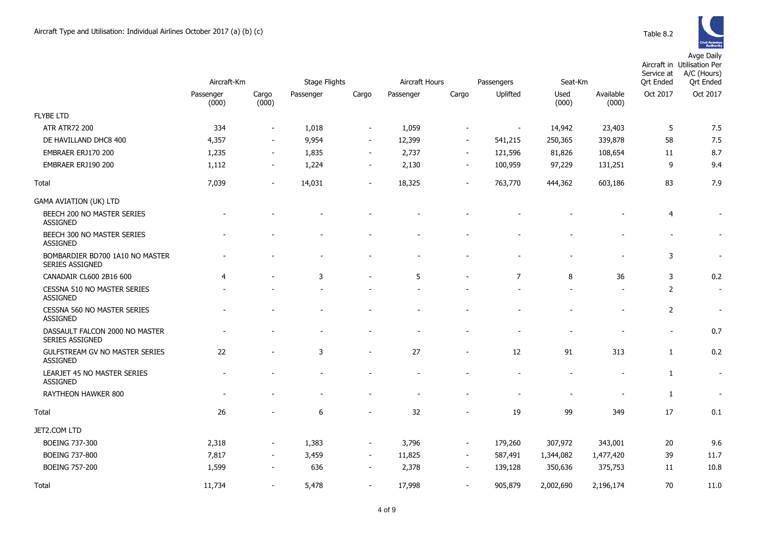Aircraft Type and Utilisation: Individual Airlines October 2017 (a) (b) (c)

Table 8.2

| | Aircraft-Km | | Stage Flights | | Aircraft Hours | | Passengers | Seat-Km | | Aircraft in Service at Qrt Ended | Avge Daily Utilisation Per A/C (Hours) Qrt Ended |
|---|---|---|---|---|---|---|---|---|---|---|---|
| | Passenger (000) | Cargo (000) | Passenger | Cargo | Passenger | Cargo | Uplifted | Used (000) | Available (000) | Oct 2017 | Oct 2017 |
| FLYBE LTD | | | | | | | | | | | |
| ATR ATR72 200 | 334 | - | 1,018 | - | 1,059 | - | - | 14,942 | 23,403 | 5 | 7.5 |
| DE HAVILLAND DHC8 400 | 4,357 | - | 9,954 | - | 12,399 | - | 541,215 | 250,365 | 339,878 | 58 | 7.5 |
| EMBRAER ERJ170 200 | 1,235 | - | 1,835 | - | 2,737 | - | 121,596 | 81,826 | 108,654 | 11 | 8.7 |
| EMBRAER ERJ190 200 | 1,112 | - | 1,224 | - | 2,130 | - | 100,959 | 97,229 | 131,251 | 9 | 9.4 |
| Total | 7,039 | - | 14,031 | - | 18,325 | - | 763,770 | 444,362 | 603,186 | 83 | 7.9 |
| GAMA AVIATION (UK) LTD | | | | | | | | | | | |
| BEECH 200 NO MASTER SERIES ASSIGNED | - | - | - | - | - | - | - | - | - | 4 | - |
| BEECH 300 NO MASTER SERIES ASSIGNED | - | - | - | - | - | - | - | - | - | - | - |
| BOMBARDIER BD700 1A10 NO MASTER SERIES ASSIGNED | - | - | - | - | - | - | - | - | - | 3 | - |
| CANADAIR CL600 2B16 600 | 4 | - | 3 | - | 5 | - | 7 | 8 | 36 | 3 | 0.2 |
| CESSNA 510 NO MASTER SERIES ASSIGNED | - | - | - | - | - | - | - | - | - | 2 | - |
| CESSNA 560 NO MASTER SERIES ASSIGNED | - | - | - | - | - | - | - | - | - | 2 | - |
| DASSAULT FALCON 2000 NO MASTER SERIES ASSIGNED | - | - | - | - | - | - | - | - | - | - | 0.7 |
| GULFSTREAM GV NO MASTER SERIES ASSIGNED | 22 | - | 3 | - | 27 | - | 12 | 91 | 313 | 1 | 0.2 |
| LEARJET 45 NO MASTER SERIES ASSIGNED | - | - | - | - | - | - | - | - | - | 1 | - |
| RAYTHEON HAWKER 800 | - | - | - | - | - | - | - | - | - | 1 | - |
| Total | 26 | - | 6 | - | 32 | - | 19 | 99 | 349 | 17 | 0.1 |
| JET2.COM LTD | | | | | | | | | | | |
| BOEING 737-300 | 2,318 | - | 1,383 | - | 3,796 | - | 179,260 | 307,972 | 343,001 | 20 | 9.6 |
| BOEING 737-800 | 7,817 | - | 3,459 | - | 11,825 | - | 587,491 | 1,344,082 | 1,477,420 | 39 | 11.7 |
| BOEING 757-200 | 1,599 | - | 636 | - | 2,378 | - | 139,128 | 350,636 | 375,753 | 11 | 10.8 |
| Total | 11,734 | - | 5,478 | - | 17,998 | - | 905,879 | 2,002,690 | 2,196,174 | 70 | 11.0 |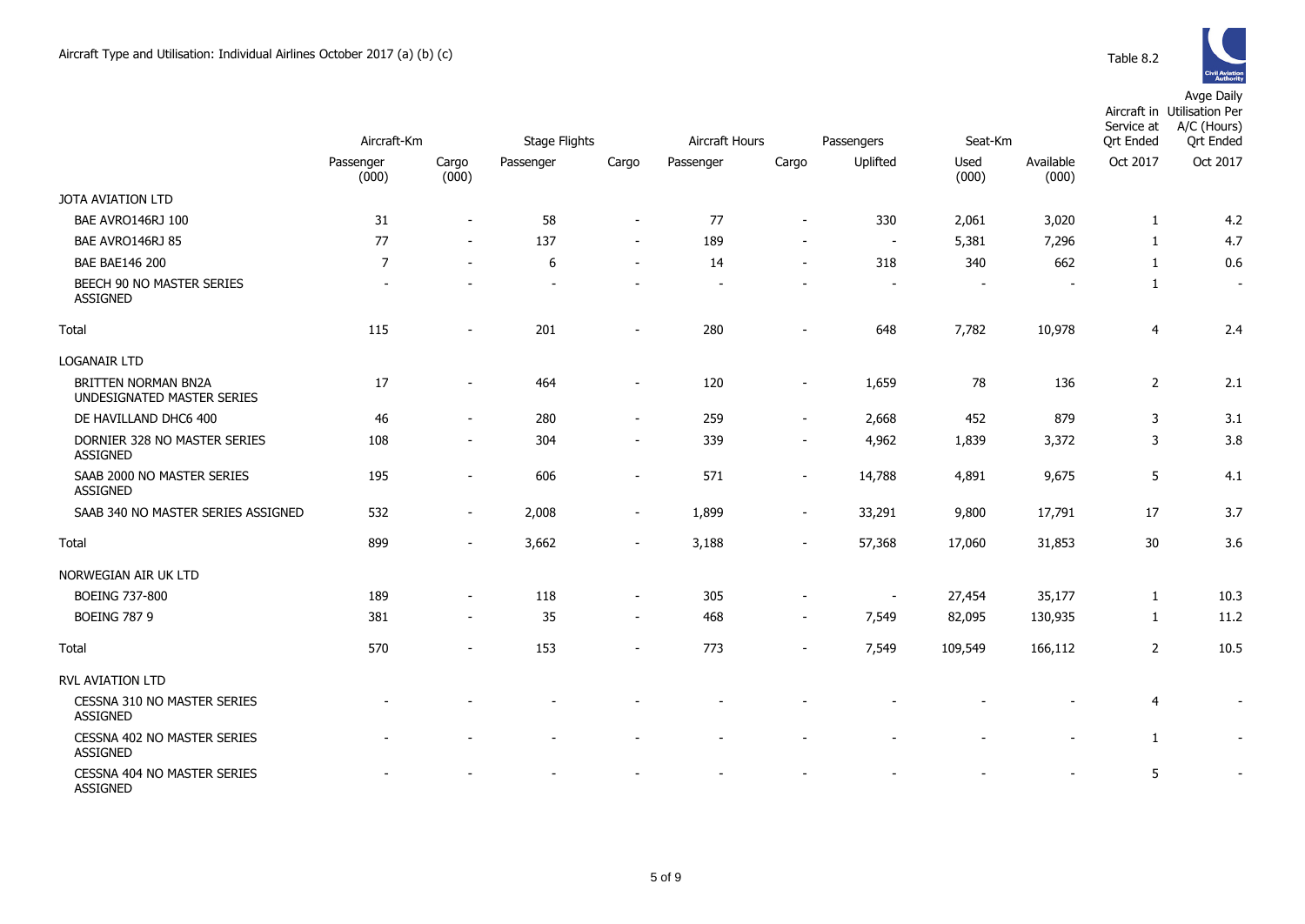Aircraft Type and Utilisation: Individual Airlines October 2017 (a) (b) (c)

Table 8.2

| | Aircraft-Km | | Stage Flights | | Aircraft Hours | | Passengers | Seat-Km | | Aircraft in Service at Qrt Ended | Avge Daily Utilisation Per A/C (Hours) Qrt Ended |
|---|---|---|---|---|---|---|---|---|---|---|---|
| | Passenger (000) | Cargo (000) | Passenger | Cargo | Passenger | Cargo | Uplifted | Used (000) | Available (000) | Oct 2017 | Oct 2017 |
| JOTA AVIATION LTD | | | | | | | | | | | |
| BAE AVRO146RJ 100 | 31 | - | 58 | - | 77 | - | 330 | 2,061 | 3,020 | 1 | 4.2 |
| BAE AVRO146RJ 85 | 77 | - | 137 | - | 189 | - | - | 5,381 | 7,296 | 1 | 4.7 |
| BAE BAE146 200 | 7 | - | 6 | - | 14 | - | 318 | 340 | 662 | 1 | 0.6 |
| BEECH 90 NO MASTER SERIES ASSIGNED | - | - | - | - | - | - | - | - | - | 1 | - |
| Total | 115 | - | 201 | - | 280 | - | 648 | 7,782 | 10,978 | 4 | 2.4 |
| LOGANAIR LTD | | | | | | | | | | | |
| BRITTEN NORMAN BN2A UNDESIGNATED MASTER SERIES | 17 | - | 464 | - | 120 | - | 1,659 | 78 | 136 | 2 | 2.1 |
| DE HAVILLAND DHC6 400 | 46 | - | 280 | - | 259 | - | 2,668 | 452 | 879 | 3 | 3.1 |
| DORNIER 328 NO MASTER SERIES ASSIGNED | 108 | - | 304 | - | 339 | - | 4,962 | 1,839 | 3,372 | 3 | 3.8 |
| SAAB 2000 NO MASTER SERIES ASSIGNED | 195 | - | 606 | - | 571 | - | 14,788 | 4,891 | 9,675 | 5 | 4.1 |
| SAAB 340 NO MASTER SERIES ASSIGNED | 532 | - | 2,008 | - | 1,899 | - | 33,291 | 9,800 | 17,791 | 17 | 3.7 |
| Total | 899 | - | 3,662 | - | 3,188 | - | 57,368 | 17,060 | 31,853 | 30 | 3.6 |
| NORWEGIAN AIR UK LTD | | | | | | | | | | | |
| BOEING 737-800 | 189 | - | 118 | - | 305 | - | - | 27,454 | 35,177 | 1 | 10.3 |
| BOEING 787 9 | 381 | - | 35 | - | 468 | - | 7,549 | 82,095 | 130,935 | 1 | 11.2 |
| Total | 570 | - | 153 | - | 773 | - | 7,549 | 109,549 | 166,112 | 2 | 10.5 |
| RVL AVIATION LTD | | | | | | | | | | | |
| CESSNA 310 NO MASTER SERIES ASSIGNED | - | - | - | - | - | - | - | - | - | 4 | - |
| CESSNA 402 NO MASTER SERIES ASSIGNED | - | - | - | - | - | - | - | - | - | 1 | - |
| CESSNA 404 NO MASTER SERIES ASSIGNED | - | - | - | - | - | - | - | - | - | 5 | - |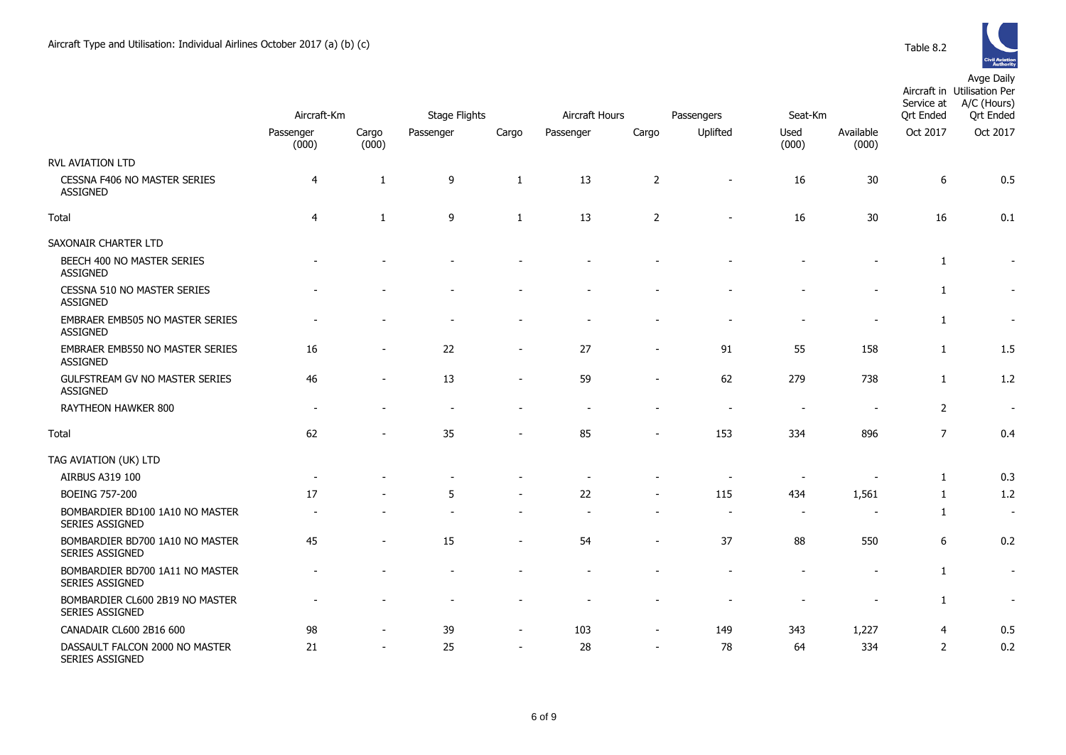Aircraft Type and Utilisation: Individual Airlines October 2017 (a) (b) (c)

Table 8.2

| | Aircraft-Km | | Stage Flights | | Aircraft Hours | | Passengers | Seat-Km | | Aircraft in Service at Qrt Ended | Avge Daily Utilisation Per A/C (Hours) Qrt Ended |
|---|---|---|---|---|---|---|---|---|---|---|---|
| | Passenger (000) | Cargo (000) | Passenger | Cargo | Passenger | Cargo | Uplifted | Used (000) | Available (000) | Oct 2017 | Oct 2017 |
| RVL AVIATION LTD | | | | | | | | | | | |
| CESSNA F406 NO MASTER SERIES ASSIGNED | 4 | 1 | 9 | 1 | 13 | 2 | - | 16 | 30 | 6 | 0.5 |
| Total | 4 | 1 | 9 | 1 | 13 | 2 | - | 16 | 30 | 16 | 0.1 |
| SAXONAIR CHARTER LTD | | | | | | | | | | | |
| BEECH 400 NO MASTER SERIES ASSIGNED | - | - | - | - | - | - | - | - | - | 1 | - |
| CESSNA 510 NO MASTER SERIES ASSIGNED | - | - | - | - | - | - | - | - | - | 1 | - |
| EMBRAER EMB505 NO MASTER SERIES ASSIGNED | - | - | - | - | - | - | - | - | - | 1 | - |
| EMBRAER EMB550 NO MASTER SERIES ASSIGNED | 16 | - | 22 | - | 27 | - | 91 | 55 | 158 | 1 | 1.5 |
| GULFSTREAM GV NO MASTER SERIES ASSIGNED | 46 | - | 13 | - | 59 | - | 62 | 279 | 738 | 1 | 1.2 |
| RAYTHEON HAWKER 800 | - | - | - | - | - | - | - | - | - | 2 | - |
| Total | 62 | - | 35 | - | 85 | - | 153 | 334 | 896 | 7 | 0.4 |
| TAG AVIATION (UK) LTD | | | | | | | | | | | |
| AIRBUS A319 100 | - | - | - | - | - | - | - | - | - | 1 | 0.3 |
| BOEING 757-200 | 17 | - | 5 | - | 22 | - | 115 | 434 | 1,561 | 1 | 1.2 |
| BOMBARDIER BD100 1A10 NO MASTER SERIES ASSIGNED | - | - | - | - | - | - | - | - | - | 1 | - |
| BOMBARDIER BD700 1A10 NO MASTER SERIES ASSIGNED | 45 | - | 15 | - | 54 | - | 37 | 88 | 550 | 6 | 0.2 |
| BOMBARDIER BD700 1A11 NO MASTER SERIES ASSIGNED | - | - | - | - | - | - | - | - | - | 1 | - |
| BOMBARDIER CL600 2B19 NO MASTER SERIES ASSIGNED | - | - | - | - | - | - | - | - | - | 1 | - |
| CANADAIR CL600 2B16 600 | 98 | - | 39 | - | 103 | - | 149 | 343 | 1,227 | 4 | 0.5 |
| DASSAULT FALCON 2000 NO MASTER SERIES ASSIGNED | 21 | - | 25 | - | 28 | - | 78 | 64 | 334 | 2 | 0.2 |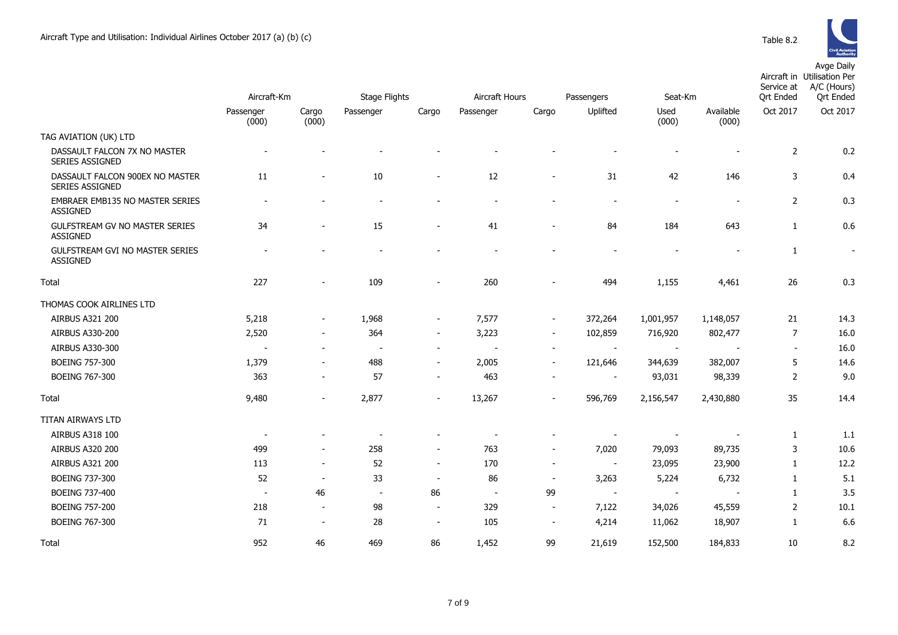Aircraft Type and Utilisation: Individual Airlines October 2017 (a) (b) (c)

Table 8.2

| | Aircraft-Km | | Stage Flights | | Aircraft Hours | | Passengers | Seat-Km | | Aircraft in Service at Qrt Ended | Avge Daily Utilisation Per A/C (Hours) Qrt Ended |
|---|---|---|---|---|---|---|---|---|---|---|---|
| | Passenger (000) | Cargo (000) | Passenger | Cargo | Passenger | Cargo | Uplifted | Used (000) | Available (000) | Oct 2017 | Oct 2017 |
| TAG AVIATION (UK) LTD | | | | | | | | | | | |
| DASSAULT FALCON 7X NO MASTER SERIES ASSIGNED | - | - | - | - | - | - | - | - | - | 2 | 0.2 |
| DASSAULT FALCON 900EX NO MASTER SERIES ASSIGNED | 11 | - | 10 | - | 12 | - | 31 | 42 | 146 | 3 | 0.4 |
| EMBRAER EMB135 NO MASTER SERIES ASSIGNED | - | - | - | - | - | - | - | - | - | 2 | 0.3 |
| GULFSTREAM GV NO MASTER SERIES ASSIGNED | 34 | - | 15 | - | 41 | - | 84 | 184 | 643 | 1 | 0.6 |
| GULFSTREAM GVI NO MASTER SERIES ASSIGNED | - | - | - | - | - | - | - | - | - | 1 | - |
| Total | 227 | - | 109 | - | 260 | - | 494 | 1,155 | 4,461 | 26 | 0.3 |
| THOMAS COOK AIRLINES LTD | | | | | | | | | | | |
| AIRBUS A321 200 | 5,218 | - | 1,968 | - | 7,577 | - | 372,264 | 1,001,957 | 1,148,057 | 21 | 14.3 |
| AIRBUS A330-200 | 2,520 | - | 364 | - | 3,223 | - | 102,859 | 716,920 | 802,477 | 7 | 16.0 |
| AIRBUS A330-300 | - | - | - | - | - | - | - | - | - | - | 16.0 |
| BOEING 757-300 | 1,379 | - | 488 | - | 2,005 | - | 121,646 | 344,639 | 382,007 | 5 | 14.6 |
| BOEING 767-300 | 363 | - | 57 | - | 463 | - | - | 93,031 | 98,339 | 2 | 9.0 |
| Total | 9,480 | - | 2,877 | - | 13,267 | - | 596,769 | 2,156,547 | 2,430,880 | 35 | 14.4 |
| TITAN AIRWAYS LTD | | | | | | | | | | | |
| AIRBUS A318 100 | - | - | - | - | - | - | - | - | - | 1 | 1.1 |
| AIRBUS A320 200 | 499 | - | 258 | - | 763 | - | 7,020 | 79,093 | 89,735 | 3 | 10.6 |
| AIRBUS A321 200 | 113 | - | 52 | - | 170 | - | - | 23,095 | 23,900 | 1 | 12.2 |
| BOEING 737-300 | 52 | - | 33 | - | 86 | - | 3,263 | 5,224 | 6,732 | 1 | 5.1 |
| BOEING 737-400 | - | 46 | - | 86 | - | 99 | - | - | - | 1 | 3.5 |
| BOEING 757-200 | 218 | - | 98 | - | 329 | - | 7,122 | 34,026 | 45,559 | 2 | 10.1 |
| BOEING 767-300 | 71 | - | 28 | - | 105 | - | 4,214 | 11,062 | 18,907 | 1 | 6.6 |
| Total | 952 | 46 | 469 | 86 | 1,452 | 99 | 21,619 | 152,500 | 184,833 | 10 | 8.2 |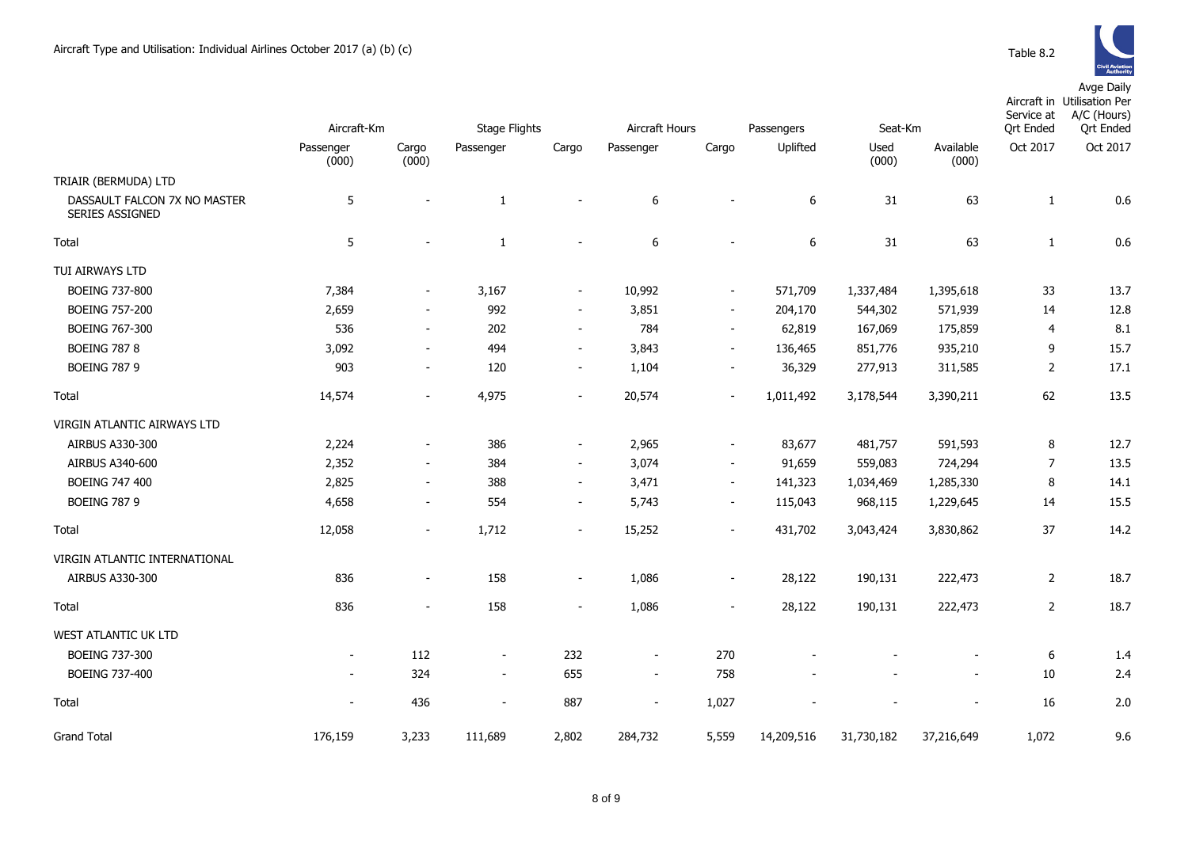Aircraft Type and Utilisation: Individual Airlines October 2017 (a) (b) (c)

Table 8.2

| | Aircraft-Km | | Stage Flights | | Aircraft Hours | | Passengers | Seat-Km | | Aircraft in Service at Qrt Ended | Avge Daily Utilisation Per A/C (Hours) Qrt Ended |
|---|---|---|---|---|---|---|---|---|---|---|---|
| | Passenger (000) | Cargo (000) | Passenger | Cargo | Passenger | Cargo | Uplifted | Used (000) | Available (000) | Oct 2017 | Oct 2017 |
| TRIAIR (BERMUDA) LTD | | | | | | | | | | | |
| DASSAULT FALCON 7X NO MASTER SERIES ASSIGNED | 5 | - | 1 | - | 6 | - | 6 | 31 | 63 | 1 | 0.6 |
| Total | 5 | - | 1 | - | 6 | - | 6 | 31 | 63 | 1 | 0.6 |
| TUI AIRWAYS LTD | | | | | | | | | | | |
| BOEING 737-800 | 7,384 | - | 3,167 | - | 10,992 | - | 571,709 | 1,337,484 | 1,395,618 | 33 | 13.7 |
| BOEING 757-200 | 2,659 | - | 992 | - | 3,851 | - | 204,170 | 544,302 | 571,939 | 14 | 12.8 |
| BOEING 767-300 | 536 | - | 202 | - | 784 | - | 62,819 | 167,069 | 175,859 | 4 | 8.1 |
| BOEING 787 8 | 3,092 | - | 494 | - | 3,843 | - | 136,465 | 851,776 | 935,210 | 9 | 15.7 |
| BOEING 787 9 | 903 | - | 120 | - | 1,104 | - | 36,329 | 277,913 | 311,585 | 2 | 17.1 |
| Total | 14,574 | - | 4,975 | - | 20,574 | - | 1,011,492 | 3,178,544 | 3,390,211 | 62 | 13.5 |
| VIRGIN ATLANTIC AIRWAYS LTD | | | | | | | | | | | |
| AIRBUS A330-300 | 2,224 | - | 386 | - | 2,965 | - | 83,677 | 481,757 | 591,593 | 8 | 12.7 |
| AIRBUS A340-600 | 2,352 | - | 384 | - | 3,074 | - | 91,659 | 559,083 | 724,294 | 7 | 13.5 |
| BOEING 747 400 | 2,825 | - | 388 | - | 3,471 | - | 141,323 | 1,034,469 | 1,285,330 | 8 | 14.1 |
| BOEING 787 9 | 4,658 | - | 554 | - | 5,743 | - | 115,043 | 968,115 | 1,229,645 | 14 | 15.5 |
| Total | 12,058 | - | 1,712 | - | 15,252 | - | 431,702 | 3,043,424 | 3,830,862 | 37 | 14.2 |
| VIRGIN ATLANTIC INTERNATIONAL | | | | | | | | | | | |
| AIRBUS A330-300 | 836 | - | 158 | - | 1,086 | - | 28,122 | 190,131 | 222,473 | 2 | 18.7 |
| Total | 836 | - | 158 | - | 1,086 | - | 28,122 | 190,131 | 222,473 | 2 | 18.7 |
| WEST ATLANTIC UK LTD | | | | | | | | | | | |
| BOEING 737-300 | - | 112 | - | 232 | - | 270 | - | - | - | 6 | 1.4 |
| BOEING 737-400 | - | 324 | - | 655 | - | 758 | - | - | - | 10 | 2.4 |
| Total | - | 436 | - | 887 | - | 1,027 | - | - | - | 16 | 2.0 |
| Grand Total | 176,159 | 3,233 | 111,689 | 2,802 | 284,732 | 5,559 | 14,209,516 | 31,730,182 | 37,216,649 | 1,072 | 9.6 |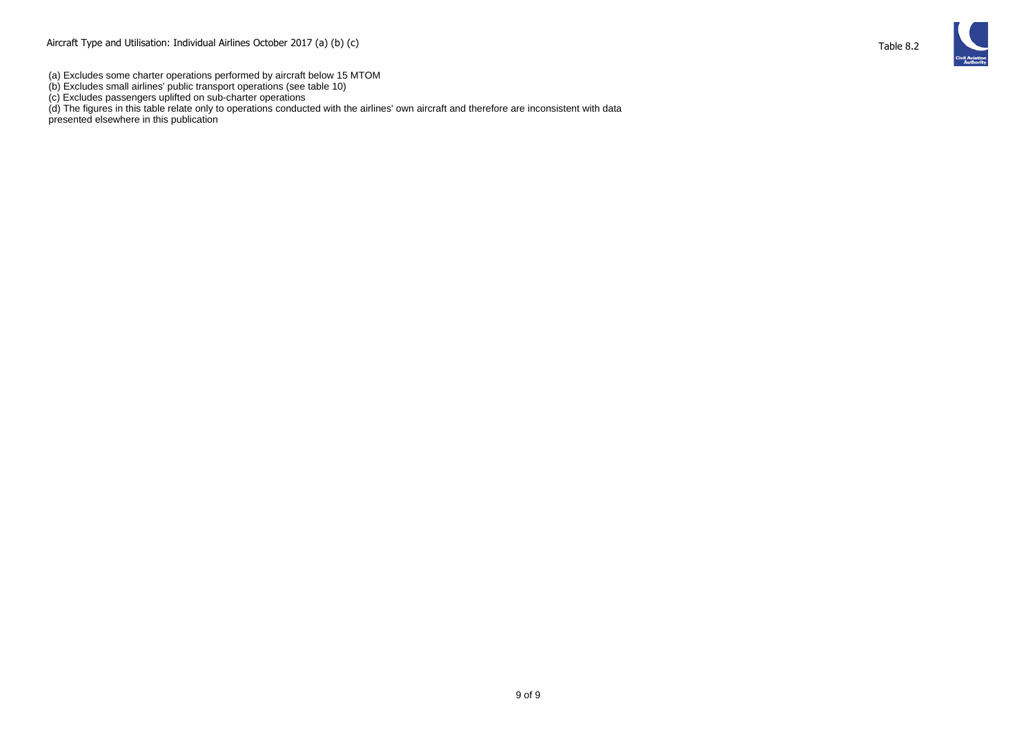Aircraft Type and Utilisation: Individual Airlines October 2017 (a) (b) (c)

Table 8.2

(a) Excludes some charter operations performed by aircraft below 15 MTOM
(b) Excludes small airlines' public transport operations (see table 10)
(c) Excludes passengers uplifted on sub-charter operations
(d) The figures in this table relate only to operations conducted with the airlines' own aircraft and therefore are inconsistent with data presented elsewhere in this publication